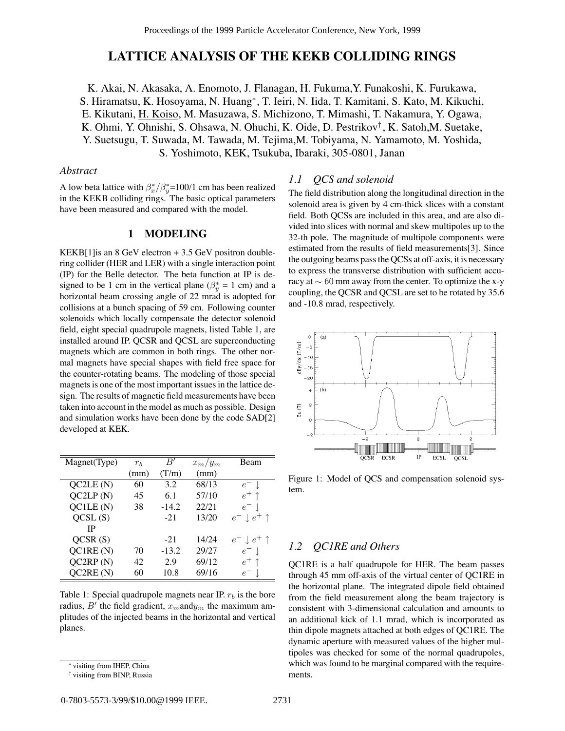# LATTICE ANALYSIS OF THE KEKB COLLIDING RINGS

K. Akai, N. Akasaka, A. Enomoto, J. Flanagan, H. Fukuma,Y. Funakoshi, K. Furukawa, S. Hiramatsu, K. Hosoyama, N. Huang*, T. Ieiri, N. Iida, T. Kamitani, S. Kato, M. Kikuchi, E. Kikutani, H. Koiso, M. Masuzawa, S. Michizono, T. Mimashi, T. Nakamura, Y. Ogawa, K. Ohmi, Y. Ohnishi, S. Ohsawa, N. Ohuchi, K. Oide, D. Pestrikov†, K. Satoh,M. Suetake, Y. Suetsugu, T. Suwada, M. Tawada, M. Tejima,M. Tobiyama, N. Yamamoto, M. Yoshida, S. Yoshimoto, KEK, Tsukuba, Ibaraki, 305-0801, Janan

*Abstract*

A low beta lattice with $\beta_x^*/\beta_y^*$=100/1 cm has been realized in the KEKB colliding rings. The basic optical parameters have been measured and compared with the model.

## 1 MODELING

KEKB[1]is an 8 GeV electron + 3.5 GeV positron double-ring collider (HER and LER) with a single interaction point (IP) for the Belle detector. The beta function at IP is designed to be 1 cm in the vertical plane ($\beta_y^*$ = 1 cm) and a horizontal beam crossing angle of 22 mrad is adopted for collisions at a bunch spacing of 59 cm. Following counter solenoids which locally compensate the detector solenoid field, eight special quadrupole magnets, listed Table 1, are installed around IP. QCSR and QCSL are superconducting magnets which are common in both rings. The other normal magnets have special shapes with field free space for the counter-rotating beams. The modeling of those special magnets is one of the most important issues in the lattice design. The results of magnetic field measurements have been taken into account in the model as much as possible. Design and simulation works have been done by the code SAD[2] developed at KEK.

| Magnet(Type) | $r_b$ (mm) | $B'$ (T/m) | $x_m/y_m$ (mm) | Beam |
|---|---|---|---|---|
| QC2LE (N) | 60 | 3.2 | 68/13 | $e^- \downarrow$ |
| QC2LP (N) | 45 | 6.1 | 57/10 | $e^+ \uparrow$ |
| QC1LE (N) | 38 | -14.2 | 22/21 | $e^- \downarrow$ |
| QCSL (S) | | -21 | 13/20 | $e^- \downarrow e^+ \uparrow$ |
| IP | | | | |
| QCSR (S) | | -21 | 14/24 | $e^- \downarrow e^+ \uparrow$ |
| QC1RE (N) | 70 | -13.2 | 29/27 | $e^- \downarrow$ |
| QC2RP (N) | 42 | 2.9 | 69/12 | $e^+ \uparrow$ |
| QC2RE (N) | 60 | 10.8 | 69/16 | $e^- \downarrow$ |

Table 1: Special quadrupole magnets near IP. $r_b$ is the bore radius, $B'$ the field gradient, $x_m$and$y_m$ the maximum amplitudes of the injected beams in the horizontal and vertical planes.

### 1.1 QCS and solenoid

The field distribution along the longitudinal direction in the solenoid area is given by 4 cm-thick slices with a constant field. Both QCSs are included in this area, and are also divided into slices with normal and skew multipoles up to the 32-th pole. The magnitude of multipole components were estimated from the results of field measurements[3]. Since the outgoing beams pass the QCSs at off-axis, it is necessary to express the transverse distribution with sufficient accuracy at $\sim 60$ mm away from the center. To optimize the x-y coupling, the QCSR and QCSL are set to be rotated by 35.6 and -10.8 mrad, respectively.

Figure 1: Model of QCS and compensation solenoid system.

### 1.2 QC1RE and Others

QC1RE is a half quadrupole for HER. The beam passes through 45 mm off-axis of the virtual center of QC1RE in the horizontal plane. The integrated dipole field obtained from the field measurement along the beam trajectory is consistent with 3-dimensional calculation and amounts to an additional kick of 1.1 mrad, which is incorporated as thin dipole magnets attached at both edges of QC1RE. The dynamic aperture with measured values of the higher multipoles was checked for some of the normal quadrupoles, which was found to be marginal compared with the requirements.

* visiting from IHEP, China
† visiting from BINP, Russia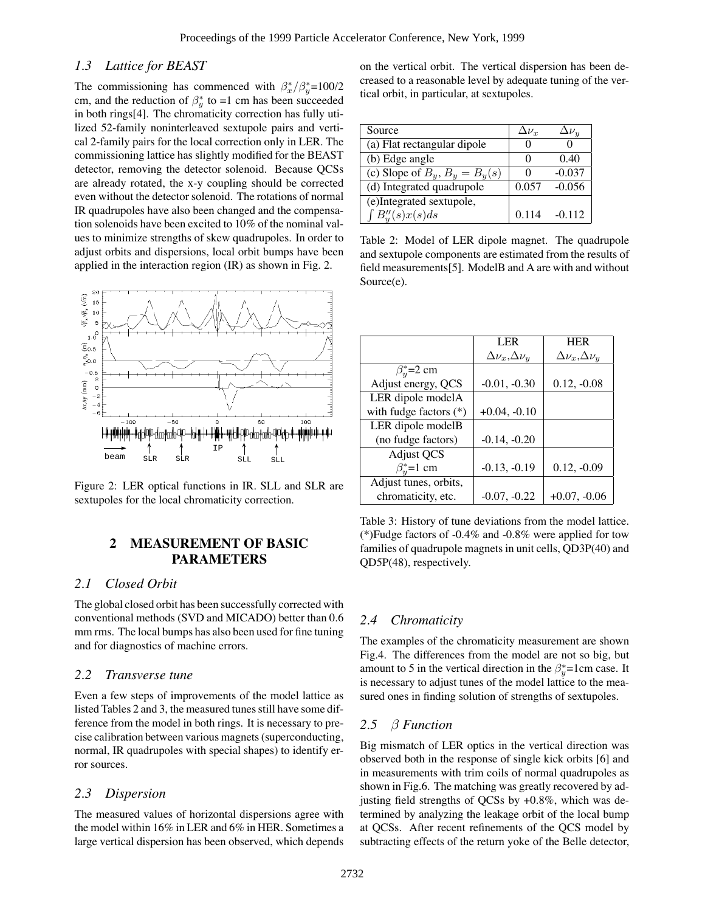### 1.3 Lattice for BEAST

The commissioning has commenced with $\beta_x^*/\beta_y^*$=100/2 cm, and the reduction of $\beta_y^*$ to =1 cm has been succeeded in both rings[4]. The chromaticity correction has fully utilized 52-family noninterleaved sextupole pairs and vertical 2-family pairs for the local correction only in LER. The commissioning lattice has slightly modified for the BEAST detector, removing the detector solenoid. Because QCSs are already rotated, the x-y coupling should be corrected even without the detector solenoid. The rotations of normal IR quadrupoles have also been changed and the compensation solenoids have been excited to 10% of the nominal values to minimize strengths of skew quadrupoles. In order to adjust orbits and dispersions, local orbit bumps have been applied in the interaction region (IR) as shown in Fig. 2.

Figure 2: LER optical functions in IR. SLL and SLR are sextupoles for the local chromaticity correction.

## 2 MEASUREMENT OF BASIC PARAMETERS

### 2.1 Closed Orbit

The global closed orbit has been successfully corrected with conventional methods (SVD and MICADO) better than 0.6 mm rms. The local bumps has also been used for fine tuning and for diagnostics of machine errors.

### 2.2 Transverse tune

Even a few steps of improvements of the model lattice as listed Tables 2 and 3, the measured tunes still have some difference from the model in both rings. It is necessary to precise calibration between various magnets (superconducting, normal, IR quadrupoles with special shapes) to identify error sources.

### 2.3 Dispersion

The measured values of horizontal dispersions agree with the model within 16% in LER and 6% in HER. Sometimes a large vertical dispersion has been observed, which depends on the vertical orbit. The vertical dispersion has been decreased to a reasonable level by adequate tuning of the vertical orbit, in particular, at sextupoles.

| Source | $\Delta\nu_x$ | $\Delta\nu_y$ |
|---|---|---|
| (a) Flat rectangular dipole | 0 | 0 |
| (b) Edge angle | 0 | 0.40 |
| (c) Slope of $B_y, B_y = B_y(s)$ | 0 | -0.037 |
| (d) Integrated quadrupole | 0.057 | -0.056 |
| (e)Integrated sextupole, $\int B_y''(s)x(s)ds$ | 0.114 | -0.112 |

Table 2: Model of LER dipole magnet. The quadrupole and sextupole components are estimated from the results of field measurements[5]. ModelB and A are with and without Source(e).

| | LER $\Delta\nu_x$,$\Delta\nu_y$ | HER $\Delta\nu_x$,$\Delta\nu_y$ |
|---|---|---|
| $\beta_y^*$=2 cm Adjust energy, QCS | -0.01, -0.30 | 0.12, -0.08 |
| LER dipole modelA with fudge factors (*) | +0.04, -0.10 | |
| LER dipole modelB (no fudge factors) | -0.14, -0.20 | |
| Adjust QCS $\beta_y^*$=1 cm | -0.13, -0.19 | 0.12, -0.09 |
| Adjust tunes, orbits, chromaticity, etc. | -0.07, -0.22 | +0.07, -0.06 |

Table 3: History of tune deviations from the model lattice. (*)Fudge factors of -0.4% and -0.8% were applied for tow families of quadrupole magnets in unit cells, QD3P(40) and QD5P(48), respectively.

### 2.4 Chromaticity

The examples of the chromaticity measurement are shown Fig.4. The differences from the model are not so big, but amount to 5 in the vertical direction in the $\beta_y^*$=1cm case. It is necessary to adjust tunes of the model lattice to the measured ones in finding solution of strengths of sextupoles.

### 2.5 $\beta$ Function

Big mismatch of LER optics in the vertical direction was observed both in the response of single kick orbits [6] and in measurements with trim coils of normal quadrupoles as shown in Fig.6. The matching was greatly recovered by adjusting field strengths of QCSs by +0.8%, which was determined by analyzing the leakage orbit of the local bump at QCSs. After recent refinements of the QCS model by subtracting effects of the return yoke of the Belle detector,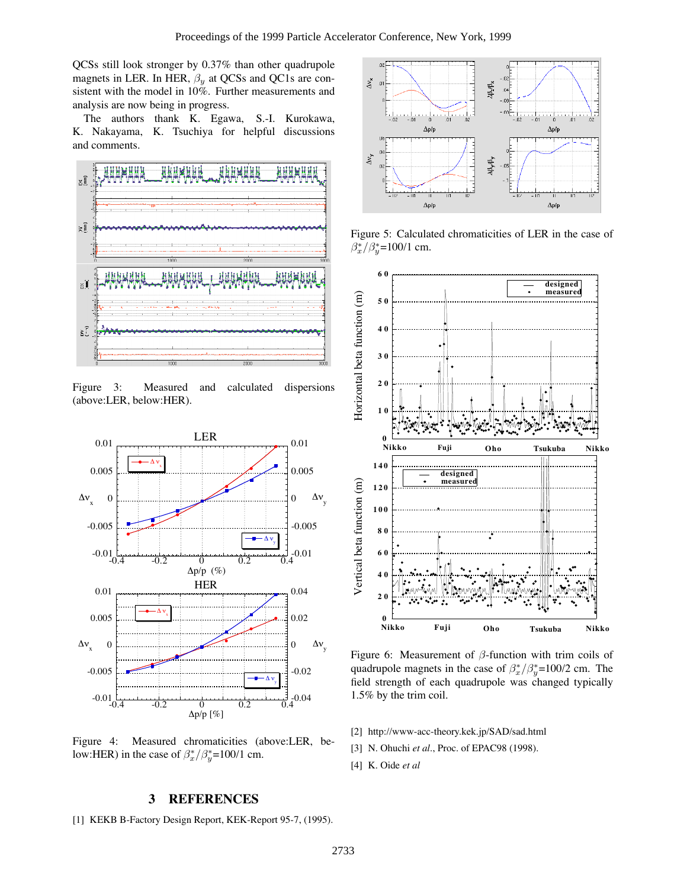QCSs still look stronger by 0.37% than other quadrupole magnets in LER. In HER, $\beta_y$ at QCSs and QC1s are consistent with the model in 10%. Further measurements and analysis are now being in progress.

The authors thank K. Egawa, S.-I. Kurokawa, K. Nakayama, K. Tsuchiya for helpful discussions and comments.

Figure 3: Measured and calculated dispersions (above:LER, below:HER).

LER

0.01
0.005
$\Delta\nu_x$ 0
-0.005
-0.01

0.01
0.005
0 $\Delta\nu_y$
-0.005
-0.01

-0.4 -0.2 0 0.2 0.4

$\Delta p/p$ (%)

HER

0.01
0.005
$\Delta\nu_x$ 0
-0.005
-0.01

0.04
0.02
0 $\Delta\nu_y$
-0.02
-0.04

-0.4 -0.2 0 0.2 0.4

$\Delta p/p$ [%]

Figure 4: Measured chromaticities (above:LER, below:HER) in the case of $\beta_x^*/\beta_y^*$=100/1 cm.

## 3 REFERENCES

[1] KEKB B-Factory Design Report, KEK-Report 95-7, (1995).

Figure 5: Calculated chromaticities of LER in the case of $\beta_x^*/\beta_y^*$=100/1 cm.

Horizontal beta function (m)

designed
measured

Nikko Fuji Oho Tsukuba Nikko

Vertical beta function (m)

designed
measured

Nikko Fuji Oho Tsukuba Nikko

Figure 6: Measurement of $\beta$-function with trim coils of quadrupole magnets in the case of $\beta_x^*/\beta_y^*$=100/2 cm. The field strength of each quadrupole was changed typically 1.5% by the trim coil.

[2] http://www-acc-theory.kek.jp/SAD/sad.html

[3] N. Ohuchi *et al.*, Proc. of EPAC98 (1998).

[4] K. Oide *et al*